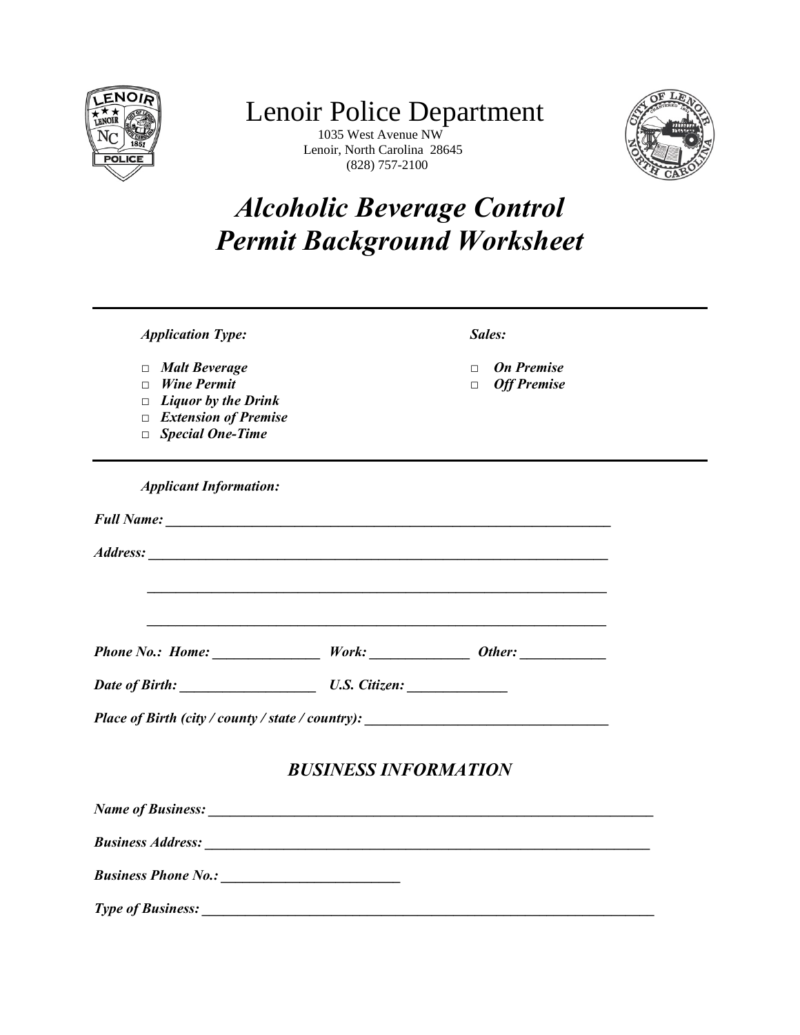# Lenoir Police Department

1035 West Avenue NW
Lenoir, North Carolina 28645
(828) 757-2100

# *Alcoholic Beverage Control Permit Background Worksheet*

---

***Application Type:***

- □ ***Malt Beverage***
- □ ***Wine Permit***
- □ ***Liquor by the Drink***
- □ ***Extension of Premise***
- □ ***Special One-Time***

***Sales:***

- □ ***On Premise***
- □ ***Off Premise***

---

***Applicant Information:***

***Full Name:*** ___________________________________________________________________

***Address:*** ___________________________________________________________________

___________________________________________________________________

___________________________________________________________________

***Phone No.: Home:*** _______________ ***Work:*** ______________ ***Other:*** ____________

***Date of Birth:*** ___________________ ***U.S. Citizen:*** ______________

***Place of Birth (city / county / state / country):*** ___________________________________

## *BUSINESS INFORMATION*

***Name of Business:*** ___________________________________________________________________

***Business Address:*** ___________________________________________________________________

***Business Phone No.:*** __________________________

***Type of Business:*** ___________________________________________________________________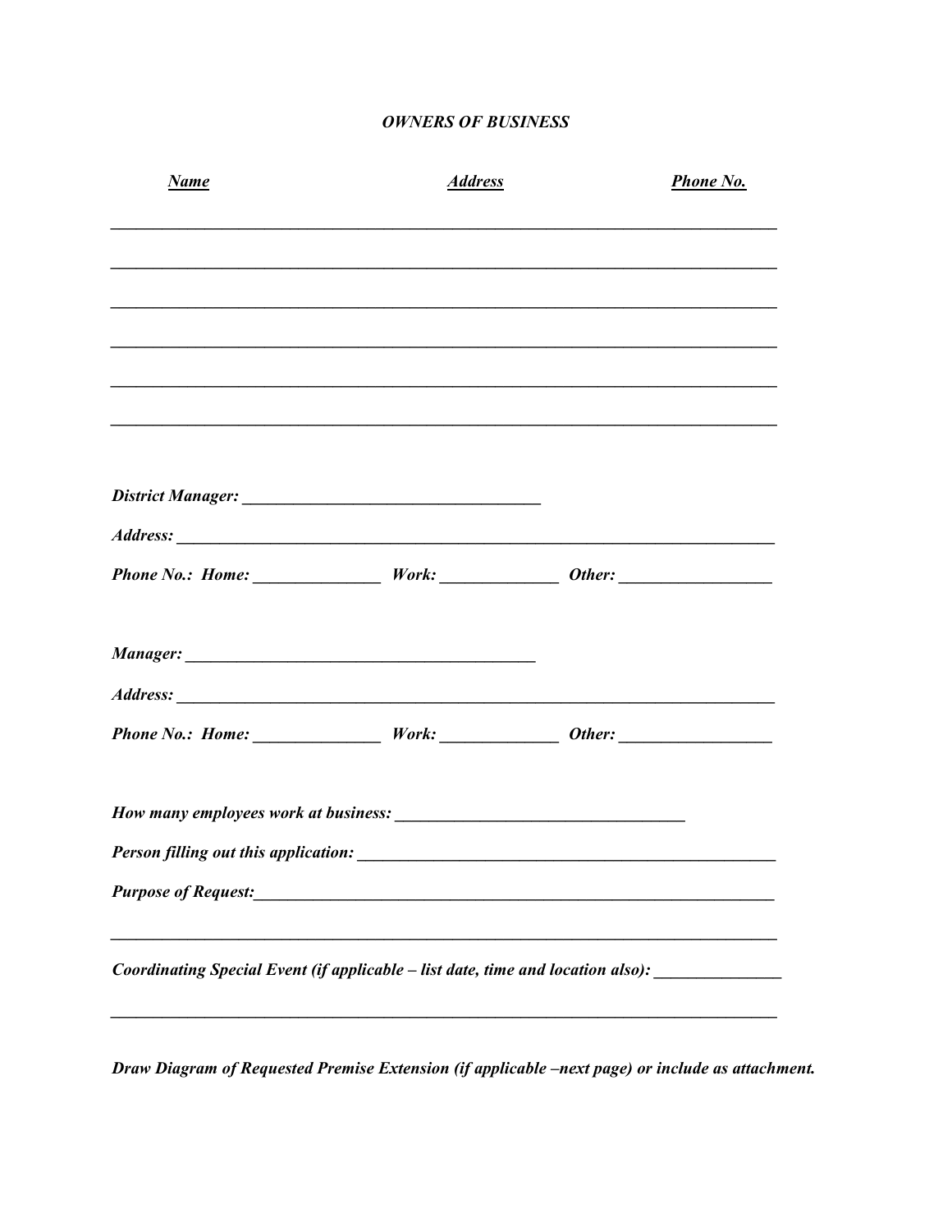***OWNERS OF BUSINESS***

| ***Name*** | ***Address*** | ***Phone No.*** |
|---|---|---|
| | | |
| | | |
| | | |
| | | |
| | | |
| | | |

***District Manager:*** ___________________________________

***Address:*** ________________________________________________________________________

***Phone No.: Home:*** _______________ ***Work:*** ______________ ***Other:*** __________________

***Manager:*** ________________________________________

***Address:*** ________________________________________________________________________

***Phone No.: Home:*** _______________ ***Work:*** ______________ ***Other:*** __________________

***How many employees work at business:*** __________________________________

***Person filling out this application:*** __________________________________________________

***Purpose of Request:***_____________________________________________________________

_______________________________________________________________________________

***Coordinating Special Event (if applicable – list date, time and location also):*** _______________

_______________________________________________________________________________

***Draw Diagram of Requested Premise Extension (if applicable –next page) or include as attachment.***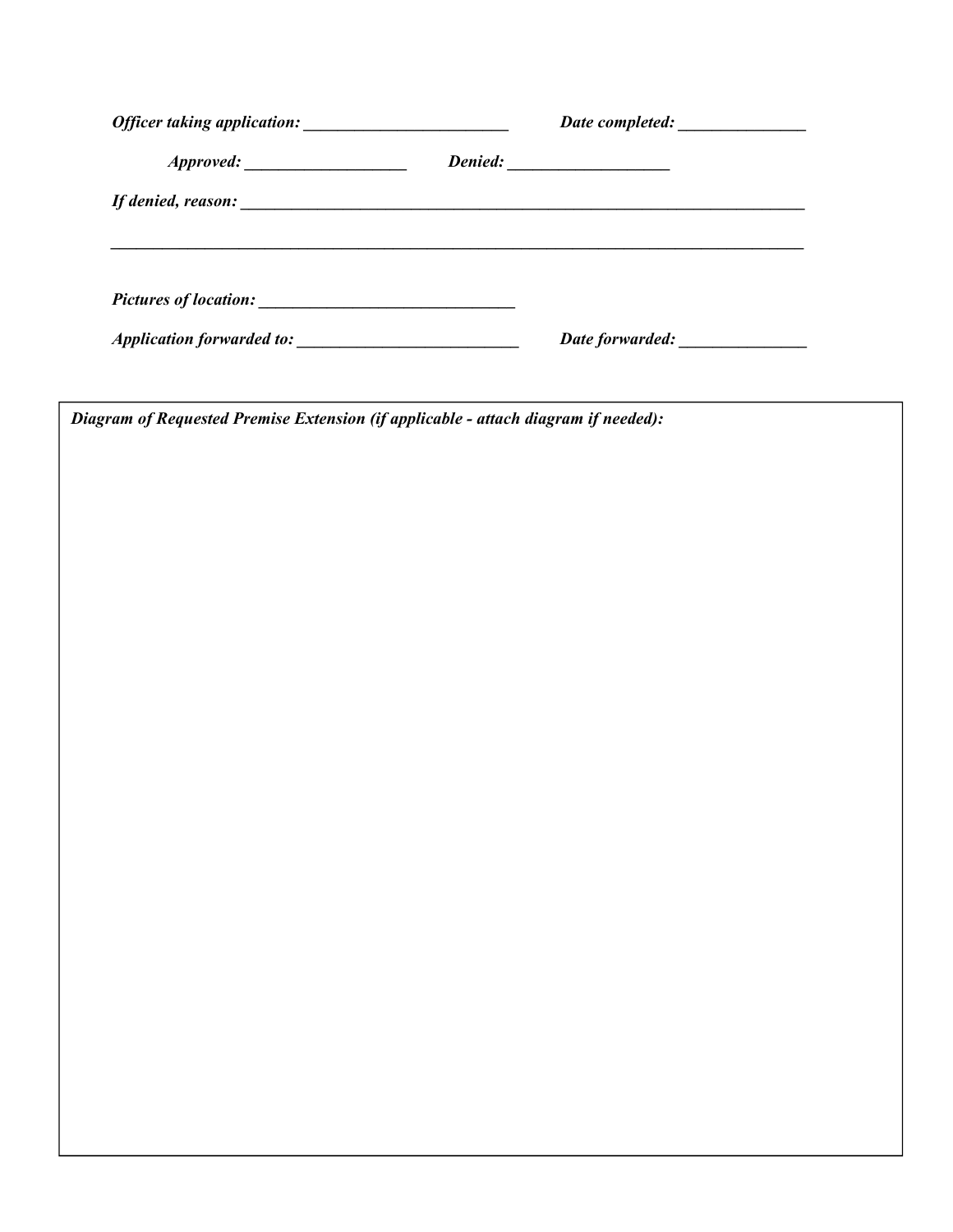*Officer taking application:* _________________________ *Date completed:* _______________

*Approved:* ___________________ *Denied:* ___________________

*If denied, reason:* _____________________________________________________________________

_____________________________________________________________________________________

*Pictures of location:* ______________________________

*Application forwarded to:* __________________________ *Date forwarded:* _______________

***Diagram of Requested Premise Extension (if applicable - attach diagram if needed):***